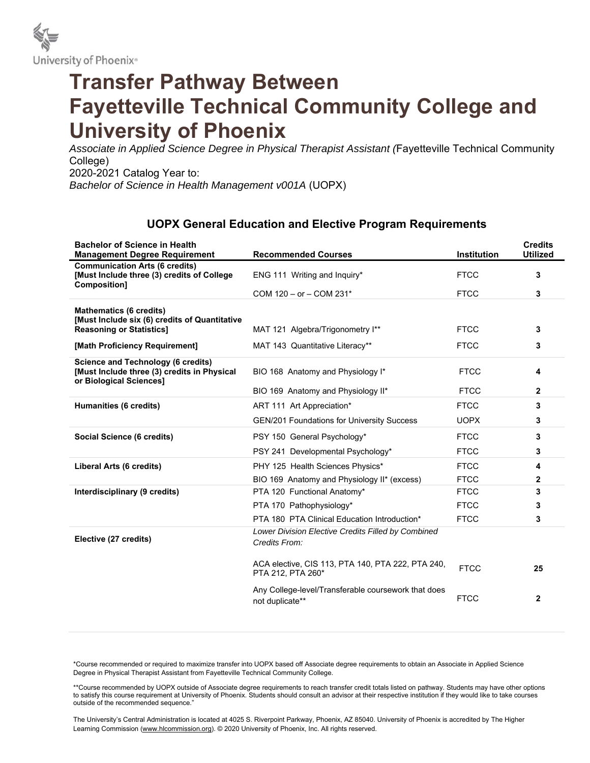University of Phoenix®

# Transfer Pathway Between Fayetteville Technical Community College and University of Phoenix

*Associate in Applied Science Degree in Physical Therapist Assistant (*Fayetteville Technical Community College)
2020-2021 Catalog Year to:
*Bachelor of Science in Health Management v001A* (UOPX)

## UOPX General Education and Elective Program Requirements

| Bachelor of Science in Health Management Degree Requirement | Recommended Courses | Institution | Credits Utilized |
|---|---|---|---|
| **Communication Arts (6 credits) [Must Include three (3) credits of College Composition]** | ENG 111 Writing and Inquiry* | FTCC | 3 |
| | COM 120 – or – COM 231* | FTCC | 3 |
| **Mathematics (6 credits) [Must Include six (6) credits of Quantitative Reasoning or Statistics]** | MAT 121 Algebra/Trigonometry I** | FTCC | 3 |
| **[Math Proficiency Requirement]** | MAT 143 Quantitative Literacy** | FTCC | 3 |
| **Science and Technology (6 credits) [Must Include three (3) credits in Physical or Biological Sciences]** | BIO 168 Anatomy and Physiology I* | FTCC | 4 |
| | BIO 169 Anatomy and Physiology II* | FTCC | 2 |
| **Humanities (6 credits)** | ART 111 Art Appreciation* | FTCC | 3 |
| | GEN/201 Foundations for University Success | UOPX | 3 |
| **Social Science (6 credits)** | PSY 150 General Psychology* | FTCC | 3 |
| | PSY 241 Developmental Psychology* | FTCC | 3 |
| **Liberal Arts (6 credits)** | PHY 125 Health Sciences Physics* | FTCC | 4 |
| | BIO 169 Anatomy and Physiology II* (excess) | FTCC | 2 |
| **Interdisciplinary (9 credits)** | PTA 120 Functional Anatomy* | FTCC | 3 |
| | PTA 170 Pathophysiology* | FTCC | 3 |
| | PTA 180 PTA Clinical Education Introduction* | FTCC | 3 |
| **Elective (27 credits)** | *Lower Division Elective Credits Filled by Combined Credits From:* | | |
| | ACA elective, CIS 113, PTA 140, PTA 222, PTA 240, PTA 212, PTA 260* | FTCC | 25 |
| | Any College-level/Transferable coursework that does not duplicate** | FTCC | 2 |

*Course recommended or required to maximize transfer into UOPX based off Associate degree requirements to obtain an Associate in Applied Science Degree in Physical Therapist Assistant from Fayetteville Technical Community College.

**Course recommended by UOPX outside of Associate degree requirements to reach transfer credit totals listed on pathway. Students may have other options to satisfy this course requirement at University of Phoenix. Students should consult an advisor at their respective institution if they would like to take courses outside of the recommended sequence."

The University's Central Administration is located at 4025 S. Riverpoint Parkway, Phoenix, AZ 85040. University of Phoenix is accredited by The Higher Learning Commission (www.hlcommission.org). © 2020 University of Phoenix, Inc. All rights reserved.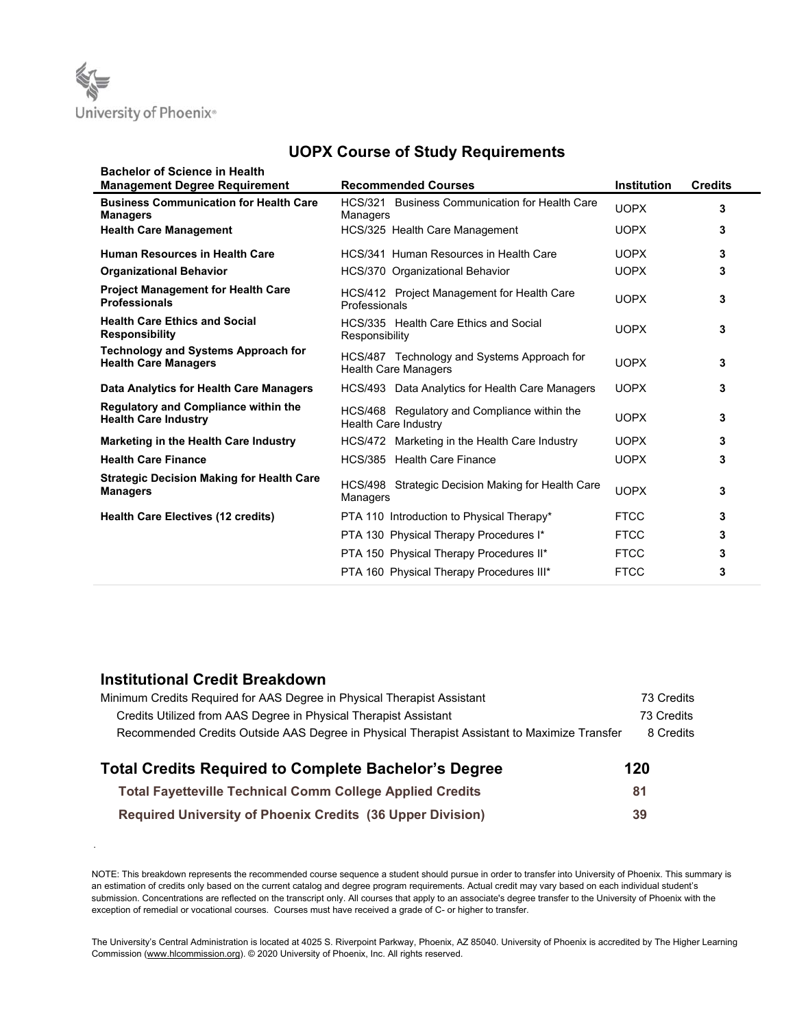University of Phoenix®

## UOPX Course of Study Requirements

| Bachelor of Science in Health Management Degree Requirement | Recommended Courses | Institution | Credits |
|---|---|---|---|
| **Business Communication for Health Care Managers** | HCS/321 Business Communication for Health Care Managers | UOPX | 3 |
| **Health Care Management** | HCS/325 Health Care Management | UOPX | 3 |
| **Human Resources in Health Care** | HCS/341 Human Resources in Health Care | UOPX | 3 |
| **Organizational Behavior** | HCS/370 Organizational Behavior | UOPX | 3 |
| **Project Management for Health Care Professionals** | HCS/412 Project Management for Health Care Professionals | UOPX | 3 |
| **Health Care Ethics and Social Responsibility** | HCS/335 Health Care Ethics and Social Responsibility | UOPX | 3 |
| **Technology and Systems Approach for Health Care Managers** | HCS/487 Technology and Systems Approach for Health Care Managers | UOPX | 3 |
| **Data Analytics for Health Care Managers** | HCS/493 Data Analytics for Health Care Managers | UOPX | 3 |
| **Regulatory and Compliance within the Health Care Industry** | HCS/468 Regulatory and Compliance within the Health Care Industry | UOPX | 3 |
| **Marketing in the Health Care Industry** | HCS/472 Marketing in the Health Care Industry | UOPX | 3 |
| **Health Care Finance** | HCS/385 Health Care Finance | UOPX | 3 |
| **Strategic Decision Making for Health Care Managers** | HCS/498 Strategic Decision Making for Health Care Managers | UOPX | 3 |
| **Health Care Electives (12 credits)** | PTA 110 Introduction to Physical Therapy* | FTCC | 3 |
| | PTA 130 Physical Therapy Procedures I* | FTCC | 3 |
| | PTA 150 Physical Therapy Procedures II* | FTCC | 3 |
| | PTA 160 Physical Therapy Procedures III* | FTCC | 3 |

### Institutional Credit Breakdown

| | |
|---|---|
| Minimum Credits Required for AAS Degree in Physical Therapist Assistant | 73 Credits |
| Credits Utilized from AAS Degree in Physical Therapist Assistant | 73 Credits |
| Recommended Credits Outside AAS Degree in Physical Therapist Assistant to Maximize Transfer | 8 Credits |

| | |
|---|---|
| **Total Credits Required to Complete Bachelor's Degree** | **120** |
| **Total Fayetteville Technical Comm College Applied Credits** | **81** |
| **Required University of Phoenix Credits (36 Upper Division)** | **39** |

NOTE: This breakdown represents the recommended course sequence a student should pursue in order to transfer into University of Phoenix. This summary is an estimation of credits only based on the current catalog and degree program requirements. Actual credit may vary based on each individual student's submission. Concentrations are reflected on the transcript only. All courses that apply to an associate's degree transfer to the University of Phoenix with the exception of remedial or vocational courses. Courses must have received a grade of C- or higher to transfer.

The University's Central Administration is located at 4025 S. Riverpoint Parkway, Phoenix, AZ 85040. University of Phoenix is accredited by The Higher Learning Commission (www.hlcommission.org). © 2020 University of Phoenix, Inc. All rights reserved.